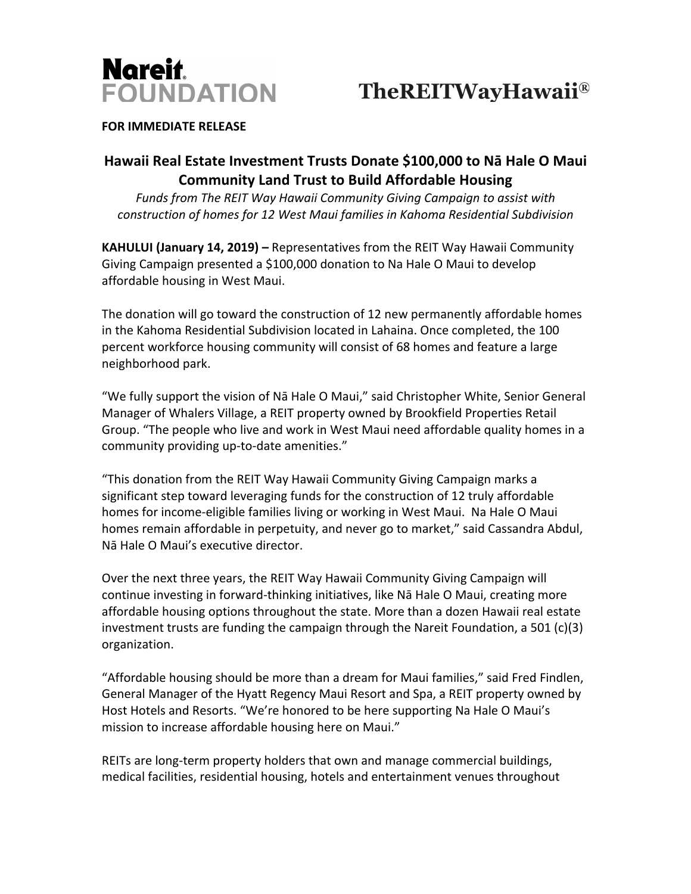**Nareit FOUNDATION**

**TheREITWayHawaii®**

**FOR IMMEDIATE RELEASE**

## Hawaii Real Estate Investment Trusts Donate $100,000 to Nā Hale O Maui Community Land Trust to Build Affordable Housing

*Funds from The REIT Way Hawaii Community Giving Campaign to assist with construction of homes for 12 West Maui families in Kahoma Residential Subdivision*

**KAHULUI (January 14, 2019) –** Representatives from the REIT Way Hawaii Community Giving Campaign presented a $100,000 donation to Na Hale O Maui to develop affordable housing in West Maui.

The donation will go toward the construction of 12 new permanently affordable homes in the Kahoma Residential Subdivision located in Lahaina. Once completed, the 100 percent workforce housing community will consist of 68 homes and feature a large neighborhood park.

"We fully support the vision of Nā Hale O Maui," said Christopher White, Senior General Manager of Whalers Village, a REIT property owned by Brookfield Properties Retail Group. "The people who live and work in West Maui need affordable quality homes in a community providing up-to-date amenities."

"This donation from the REIT Way Hawaii Community Giving Campaign marks a significant step toward leveraging funds for the construction of 12 truly affordable homes for income-eligible families living or working in West Maui. Na Hale O Maui homes remain affordable in perpetuity, and never go to market," said Cassandra Abdul, Nā Hale O Maui's executive director.

Over the next three years, the REIT Way Hawaii Community Giving Campaign will continue investing in forward-thinking initiatives, like Nā Hale O Maui, creating more affordable housing options throughout the state. More than a dozen Hawaii real estate investment trusts are funding the campaign through the Nareit Foundation, a 501 (c)(3) organization.

"Affordable housing should be more than a dream for Maui families," said Fred Findlen, General Manager of the Hyatt Regency Maui Resort and Spa, a REIT property owned by Host Hotels and Resorts. "We're honored to be here supporting Na Hale O Maui's mission to increase affordable housing here on Maui."

REITs are long-term property holders that own and manage commercial buildings, medical facilities, residential housing, hotels and entertainment venues throughout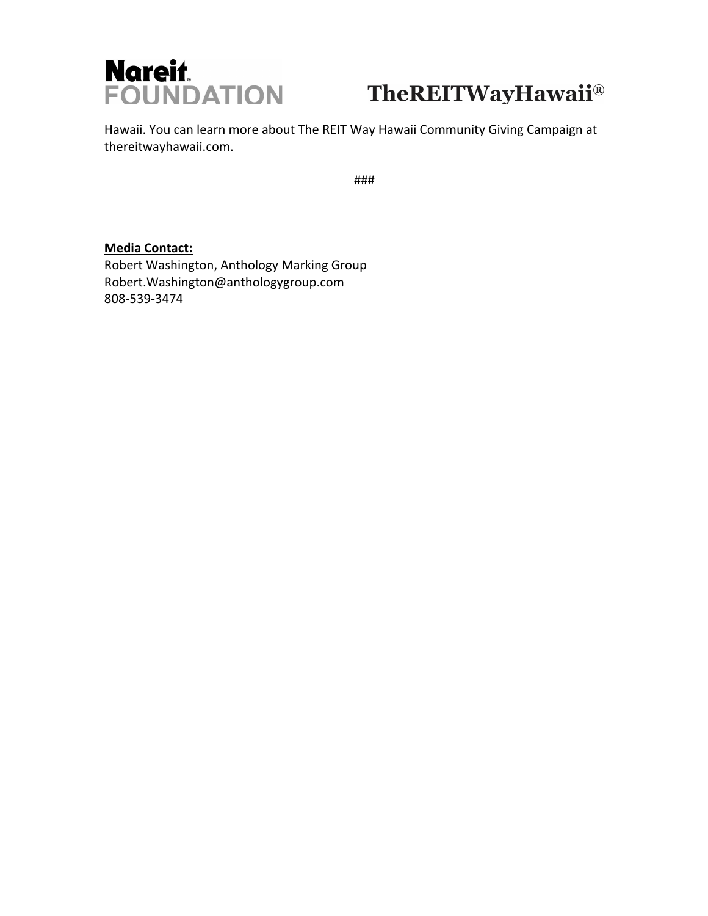Hawaii. You can learn more about The REIT Way Hawaii Community Giving Campaign at thereitwayhawaii.com.

###

**Media Contact:**
Robert Washington, Anthology Marking Group
Robert.Washington@anthologygroup.com
808-539-3474